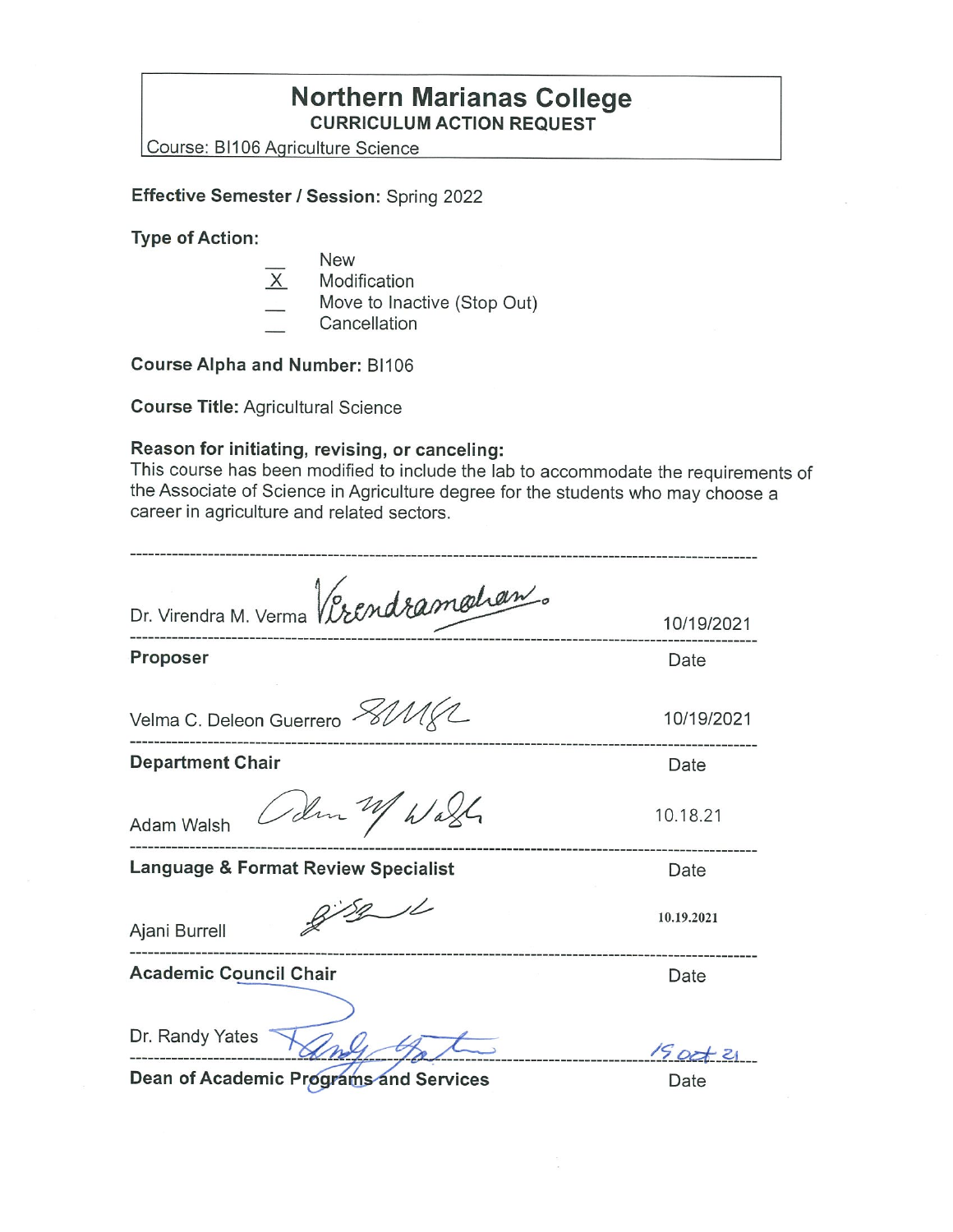# Northern Marianas College

**CURRICULUM ACTION REQUEST**

Course: BI106 Agriculture Science

**Effective Semester / Session:** Spring 2022

**Type of Action:**

- __ New
- X Modification
- __ Move to Inactive (Stop Out)
- __ Cancellation

**Course Alpha and Number:** BI106

**Course Title:** Agricultural Science

**Reason for initiating, revising, or canceling:**
This course has been modified to include the lab to accommodate the requirements of the Associate of Science in Agriculture degree for the students who may choose a career in agriculture and related sectors.

---

| | Date |
|---|---|
| Dr. Virendra M. Verma *(signature)* | 10/19/2021 |
| **Proposer** | Date |
| Velma C. Deleon Guerrero *(signature)* | 10/19/2021 |
| **Department Chair** | Date |
| Adam Walsh *(signature)* | 10.18.21 |
| **Language & Format Review Specialist** | Date |
| Ajani Burrell *(signature)* | 10.19.2021 |
| **Academic Council Chair** | Date |
| Dr. Randy Yates *(signature)* | 19 Oct 21 |
| **Dean of Academic Programs and Services** | Date |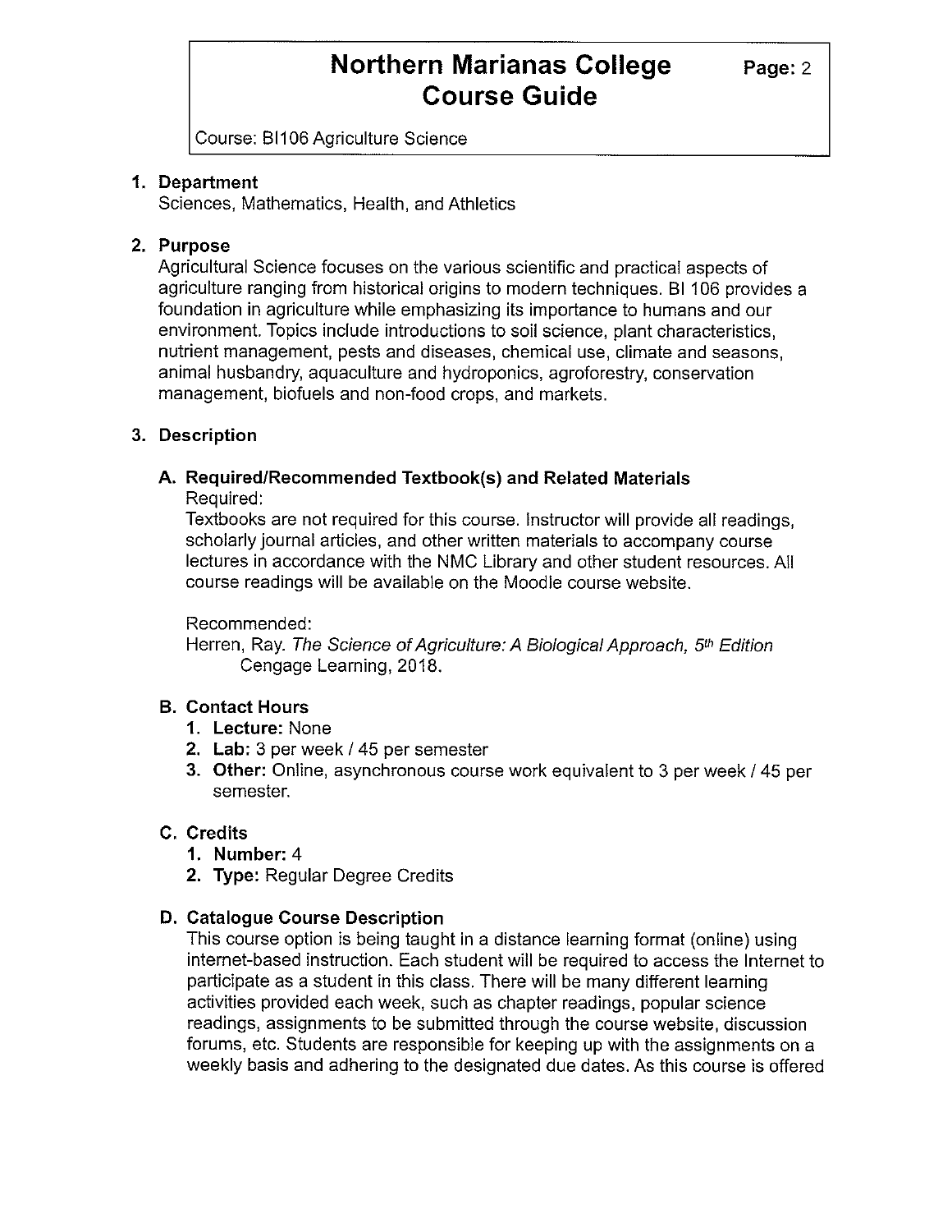**Northern Marianas College Course Guide**

Course: BI106 Agriculture Science

## 1. Department

Sciences, Mathematics, Health, and Athletics

## 2. Purpose

Agricultural Science focuses on the various scientific and practical aspects of agriculture ranging from historical origins to modern techniques. BI 106 provides a foundation in agriculture while emphasizing its importance to humans and our environment. Topics include introductions to soil science, plant characteristics, nutrient management, pests and diseases, chemical use, climate and seasons, animal husbandry, aquaculture and hydroponics, agroforestry, conservation management, biofuels and non-food crops, and markets.

## 3. Description

### A. Required/Recommended Textbook(s) and Related Materials

Required:

Textbooks are not required for this course. Instructor will provide all readings, scholarly journal articles, and other written materials to accompany course lectures in accordance with the NMC Library and other student resources. All course readings will be available on the Moodle course website.

Recommended:

Herren, Ray. *The Science of Agriculture: A Biological Approach, 5th Edition* Cengage Learning, 2018.

### B. Contact Hours

1. **Lecture:** None
2. **Lab:** 3 per week / 45 per semester
3. **Other:** Online, asynchronous course work equivalent to 3 per week / 45 per semester.

### C. Credits

1. **Number:** 4
2. **Type:** Regular Degree Credits

### D. Catalogue Course Description

This course option is being taught in a distance learning format (online) using internet-based instruction. Each student will be required to access the Internet to participate as a student in this class. There will be many different learning activities provided each week, such as chapter readings, popular science readings, assignments to be submitted through the course website, discussion forums, etc. Students are responsible for keeping up with the assignments on a weekly basis and adhering to the designated due dates. As this course is offered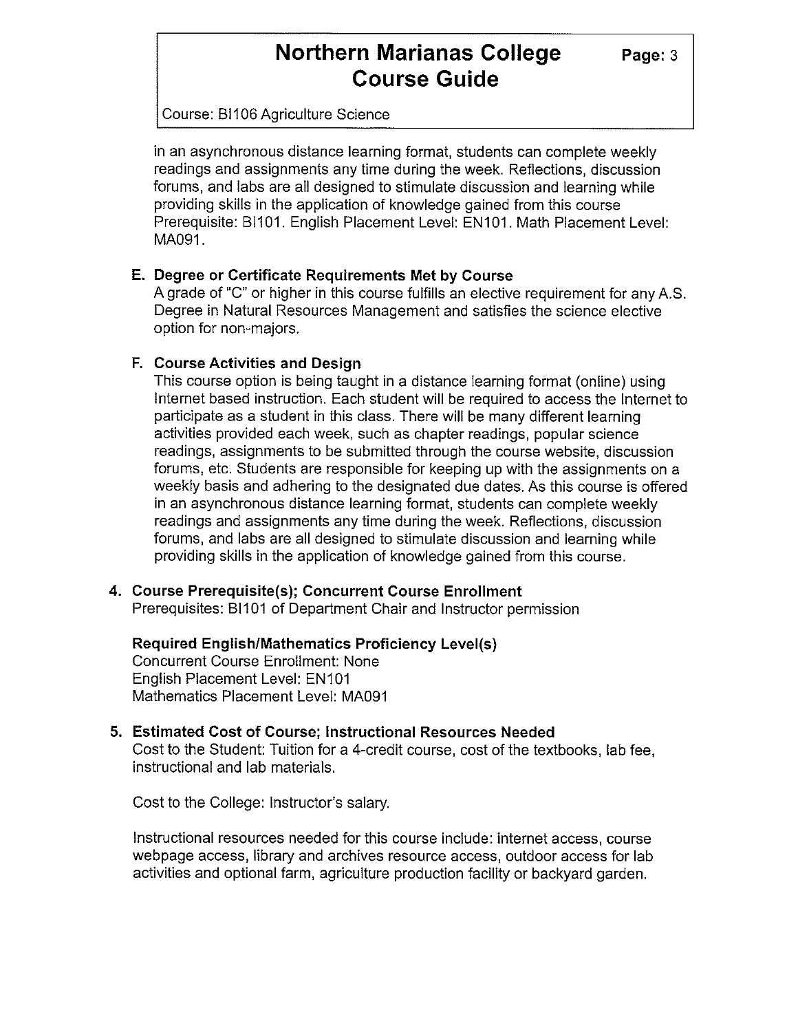in an asynchronous distance learning format, students can complete weekly readings and assignments any time during the week. Reflections, discussion forums, and labs are all designed to stimulate discussion and learning while providing skills in the application of knowledge gained from this course Prerequisite: BI101. English Placement Level: EN101. Math Placement Level: MA091.

**E. Degree or Certificate Requirements Met by Course**

A grade of "C" or higher in this course fulfills an elective requirement for any A.S. Degree in Natural Resources Management and satisfies the science elective option for non-majors.

**F. Course Activities and Design**

This course option is being taught in a distance learning format (online) using Internet based instruction. Each student will be required to access the Internet to participate as a student in this class. There will be many different learning activities provided each week, such as chapter readings, popular science readings, assignments to be submitted through the course website, discussion forums, etc. Students are responsible for keeping up with the assignments on a weekly basis and adhering to the designated due dates. As this course is offered in an asynchronous distance learning format, students can complete weekly readings and assignments any time during the week. Reflections, discussion forums, and labs are all designed to stimulate discussion and learning while providing skills in the application of knowledge gained from this course.

**4. Course Prerequisite(s); Concurrent Course Enrollment**

Prerequisites: BI101 of Department Chair and Instructor permission

**Required English/Mathematics Proficiency Level(s)**

Concurrent Course Enrollment: None
English Placement Level: EN101
Mathematics Placement Level: MA091

**5. Estimated Cost of Course; Instructional Resources Needed**

Cost to the Student: Tuition for a 4-credit course, cost of the textbooks, lab fee, instructional and lab materials.

Cost to the College: Instructor's salary.

Instructional resources needed for this course include: internet access, course webpage access, library and archives resource access, outdoor access for lab activities and optional farm, agriculture production facility or backyard garden.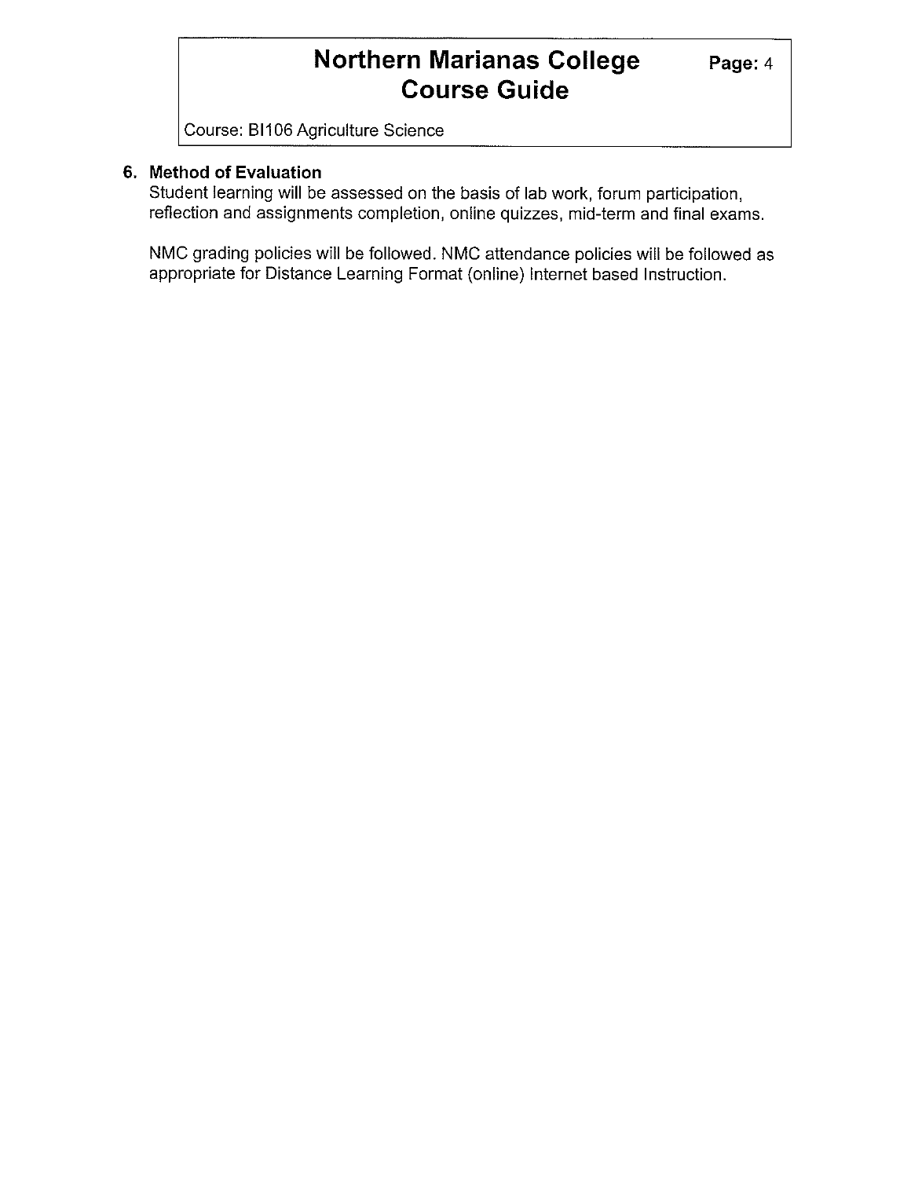## 6. Method of Evaluation

Student learning will be assessed on the basis of lab work, forum participation, reflection and assignments completion, online quizzes, mid-term and final exams.

NMC grading policies will be followed. NMC attendance policies will be followed as appropriate for Distance Learning Format (online) Internet based Instruction.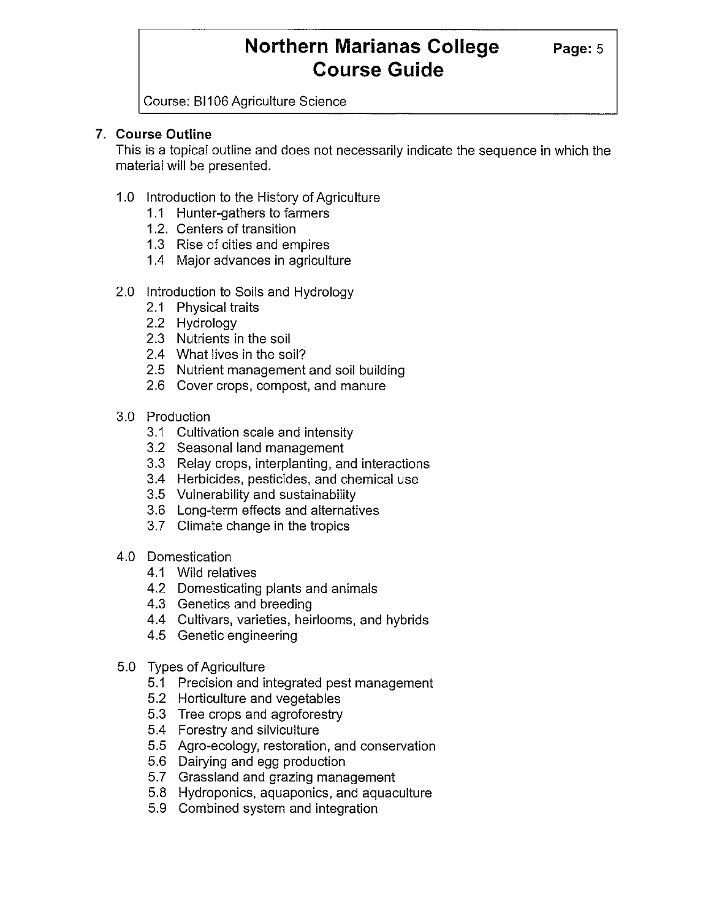## 7. Course Outline

This is a topical outline and does not necessarily indicate the sequence in which the material will be presented.

- 1.0 Introduction to the History of Agriculture
  - 1.1 Hunter-gathers to farmers
  - 1.2. Centers of transition
  - 1.3 Rise of cities and empires
  - 1.4 Major advances in agriculture
- 2.0 Introduction to Soils and Hydrology
  - 2.1 Physical traits
  - 2.2 Hydrology
  - 2.3 Nutrients in the soil
  - 2.4 What lives in the soil?
  - 2.5 Nutrient management and soil building
  - 2.6 Cover crops, compost, and manure
- 3.0 Production
  - 3.1 Cultivation scale and intensity
  - 3.2 Seasonal land management
  - 3.3 Relay crops, interplanting, and interactions
  - 3.4 Herbicides, pesticides, and chemical use
  - 3.5 Vulnerability and sustainability
  - 3.6 Long-term effects and alternatives
  - 3.7 Climate change in the tropics
- 4.0 Domestication
  - 4.1 Wild relatives
  - 4.2 Domesticating plants and animals
  - 4.3 Genetics and breeding
  - 4.4 Cultivars, varieties, heirlooms, and hybrids
  - 4.5 Genetic engineering
- 5.0 Types of Agriculture
  - 5.1 Precision and integrated pest management
  - 5.2 Horticulture and vegetables
  - 5.3 Tree crops and agroforestry
  - 5.4 Forestry and silviculture
  - 5.5 Agro-ecology, restoration, and conservation
  - 5.6 Dairying and egg production
  - 5.7 Grassland and grazing management
  - 5.8 Hydroponics, aquaponics, and aquaculture
  - 5.9 Combined system and integration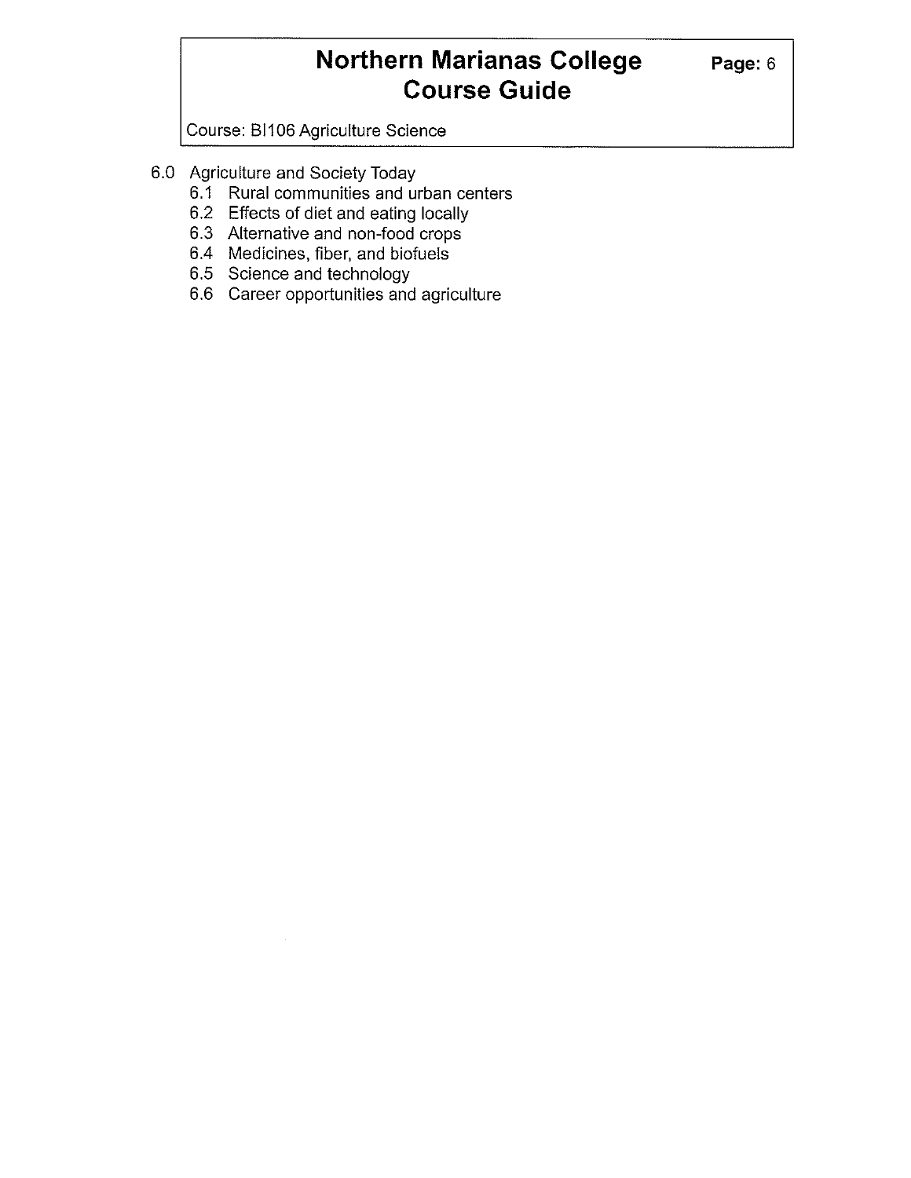6.0 Agriculture and Society Today
   6.1 Rural communities and urban centers
   6.2 Effects of diet and eating locally
   6.3 Alternative and non-food crops
   6.4 Medicines, fiber, and biofuels
   6.5 Science and technology
   6.6 Career opportunities and agriculture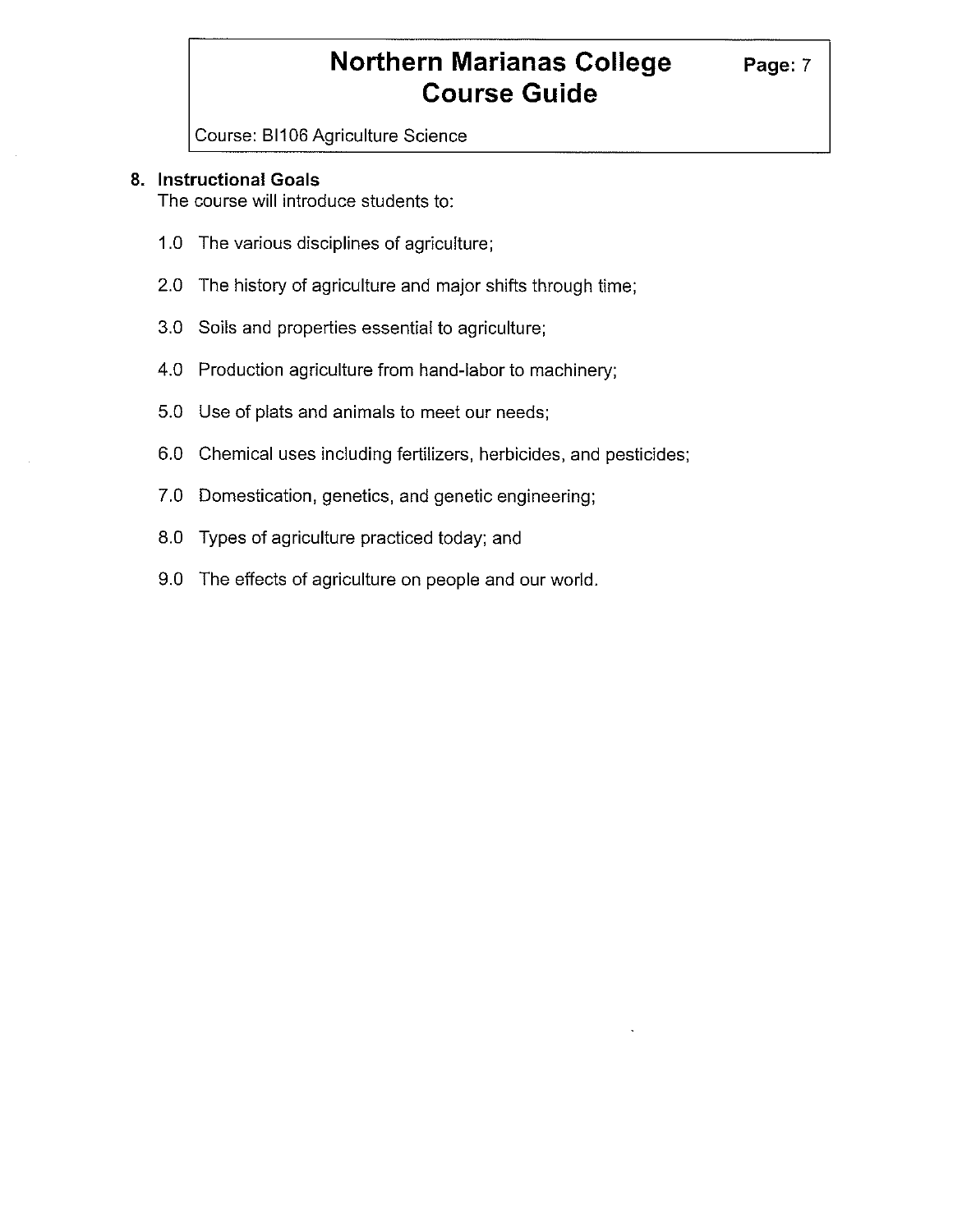## 8. Instructional Goals

The course will introduce students to:

1.0 The various disciplines of agriculture;

2.0 The history of agriculture and major shifts through time;

3.0 Soils and properties essential to agriculture;

4.0 Production agriculture from hand-labor to machinery;

5.0 Use of plats and animals to meet our needs;

6.0 Chemical uses including fertilizers, herbicides, and pesticides;

7.0 Domestication, genetics, and genetic engineering;

8.0 Types of agriculture practiced today; and

9.0 The effects of agriculture on people and our world.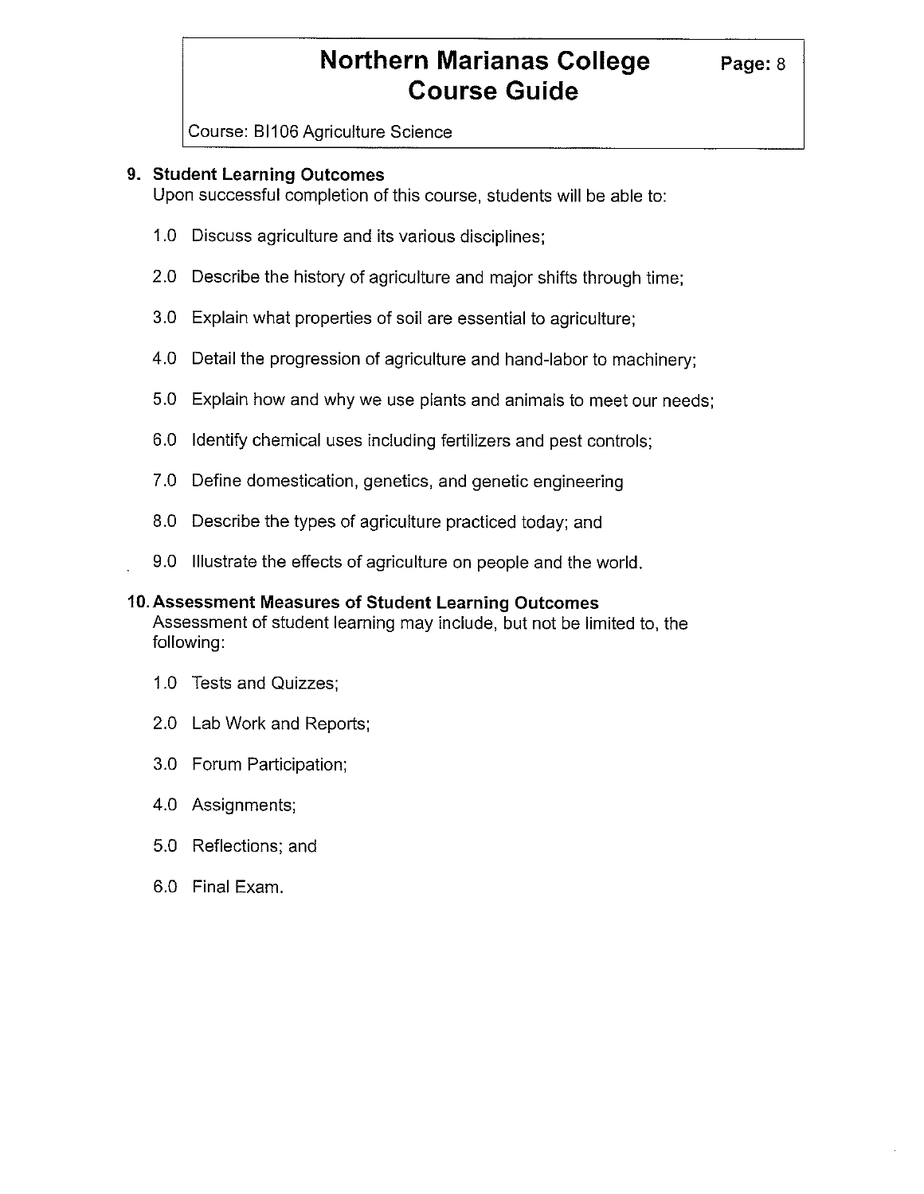## 9. Student Learning Outcomes

Upon successful completion of this course, students will be able to:

1.0 Discuss agriculture and its various disciplines;

2.0 Describe the history of agriculture and major shifts through time;

3.0 Explain what properties of soil are essential to agriculture;

4.0 Detail the progression of agriculture and hand-labor to machinery;

5.0 Explain how and why we use plants and animals to meet our needs;

6.0 Identify chemical uses including fertilizers and pest controls;

7.0 Define domestication, genetics, and genetic engineering

8.0 Describe the types of agriculture practiced today; and

9.0 Illustrate the effects of agriculture on people and the world.

## 10. Assessment Measures of Student Learning Outcomes

Assessment of student learning may include, but not be limited to, the following:

1.0 Tests and Quizzes;

2.0 Lab Work and Reports;

3.0 Forum Participation;

4.0 Assignments;

5.0 Reflections; and

6.0 Final Exam.